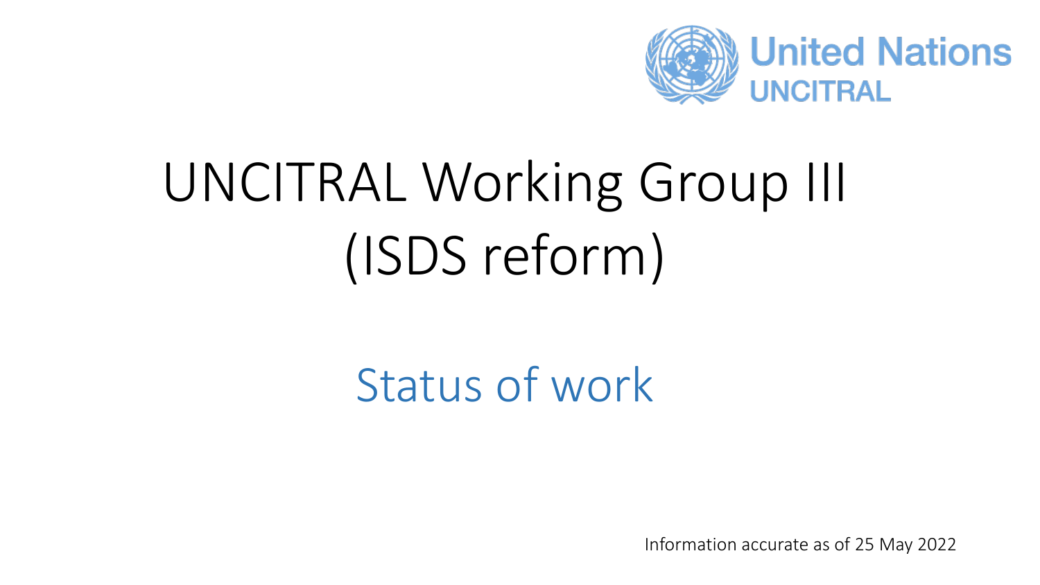United Nations
UNCITRAL

# UNCITRAL Working Group III (ISDS reform)

## Status of work

Information accurate as of 25 May 2022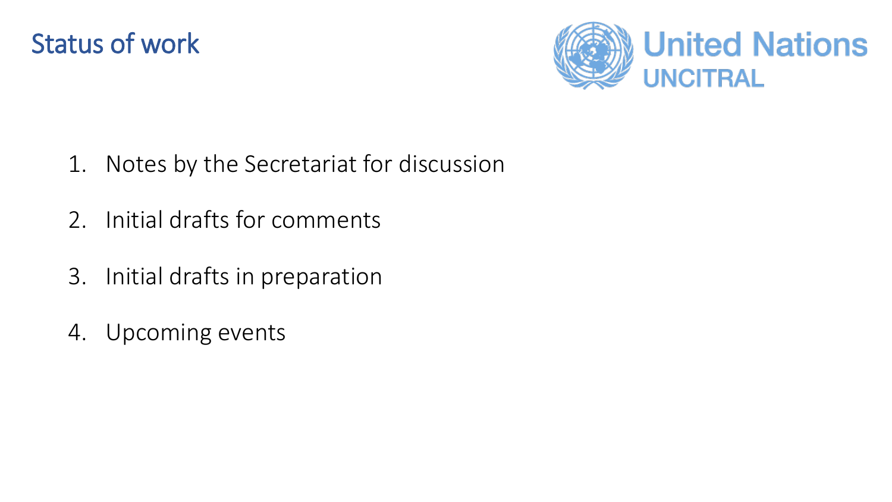# Status of work

United Nations
UNCITRAL

1. Notes by the Secretariat for discussion
2. Initial drafts for comments
3. Initial drafts in preparation
4. Upcoming events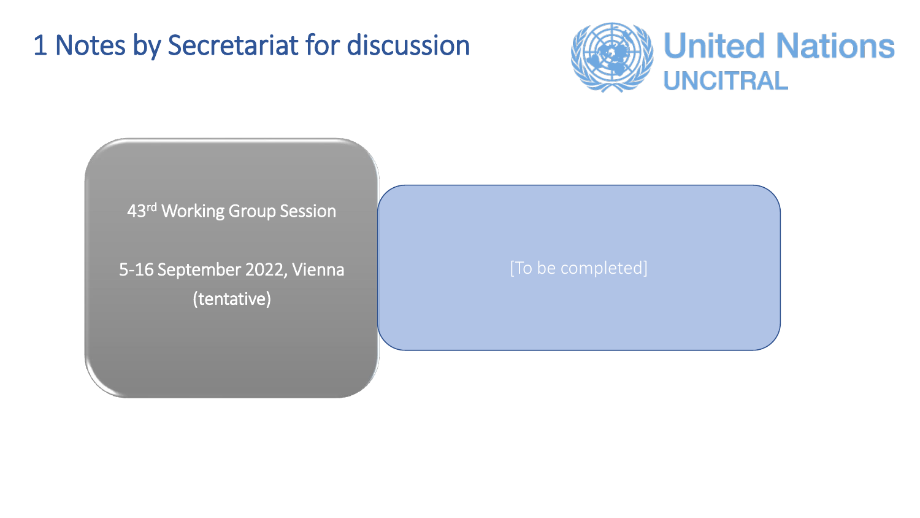# 1 Notes by Secretariat for discussion

United Nations
UNCITRAL

43rd Working Group Session

5-16 September 2022, Vienna (tentative)

[To be completed]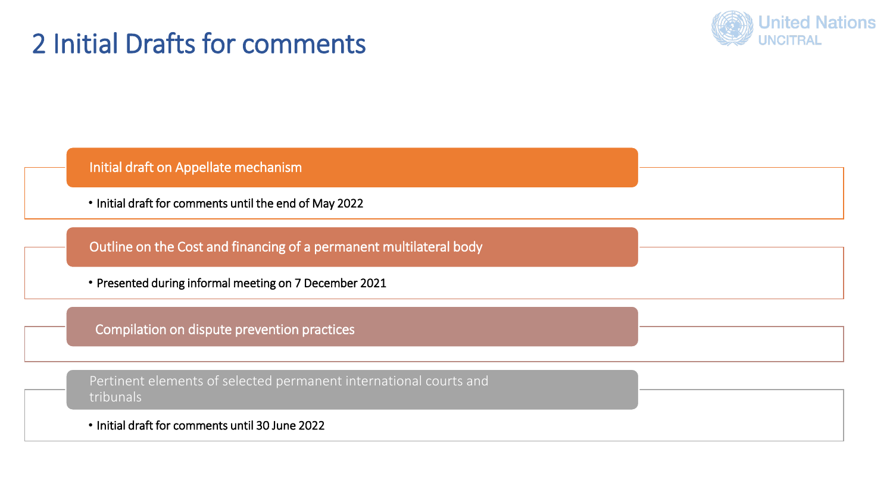# 2 Initial Drafts for comments

## Initial draft on Appellate mechanism

- Initial draft for comments until the end of May 2022

## Outline on the Cost and financing of a permanent multilateral body

- Presented during informal meeting on 7 December 2021

## Compilation on dispute prevention practices

## Pertinent elements of selected permanent international courts and tribunals

- Initial draft for comments until 30 June 2022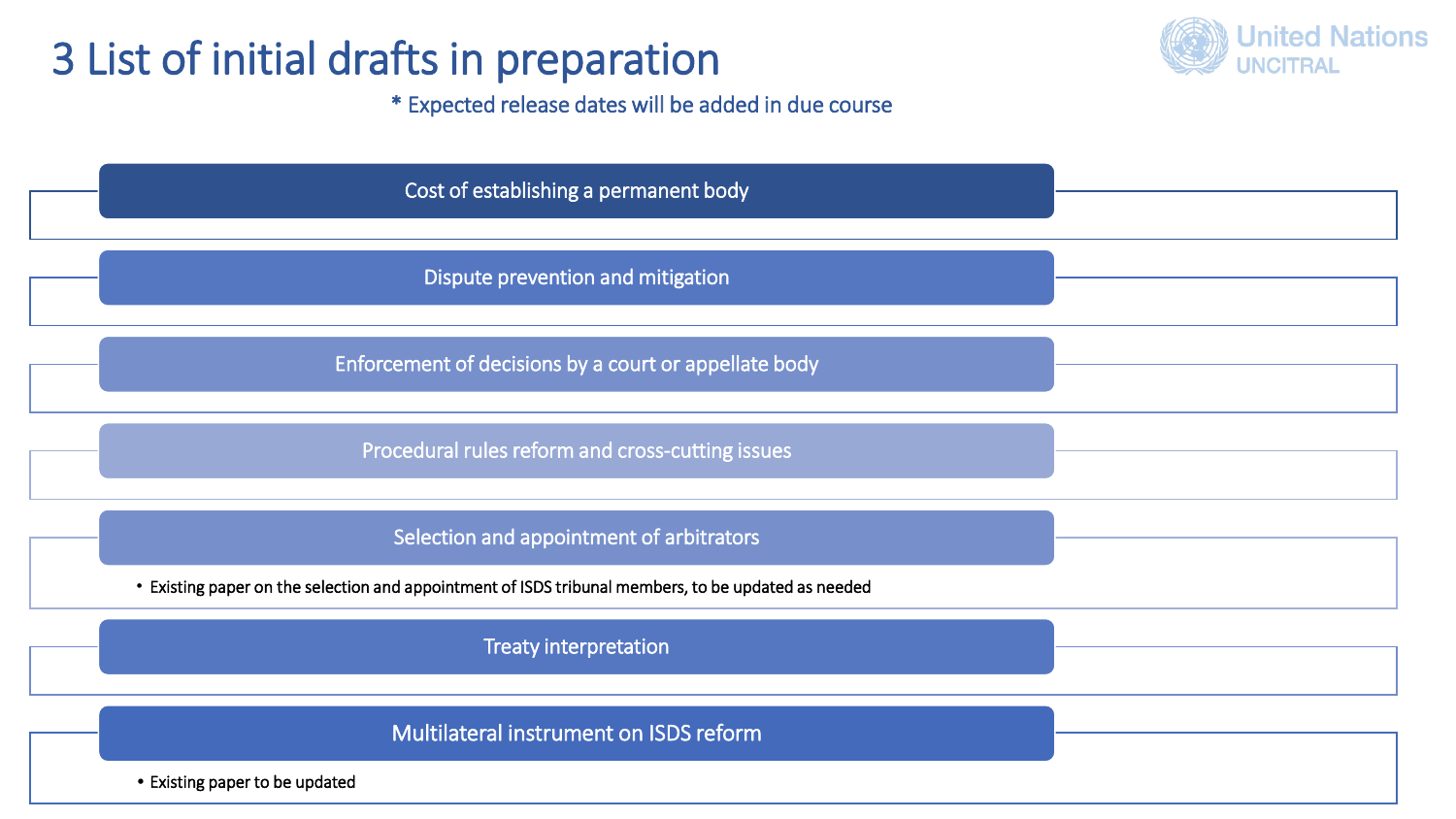# 3 List of initial drafts in preparation

\* Expected release dates will be added in due course

### Cost of establishing a permanent body

### Dispute prevention and mitigation

### Enforcement of decisions by a court or appellate body

### Procedural rules reform and cross-cutting issues

### Selection and appointment of arbitrators

- Existing paper on the selection and appointment of ISDS tribunal members, to be updated as needed

### Treaty interpretation

### Multilateral instrument on ISDS reform

- Existing paper to be updated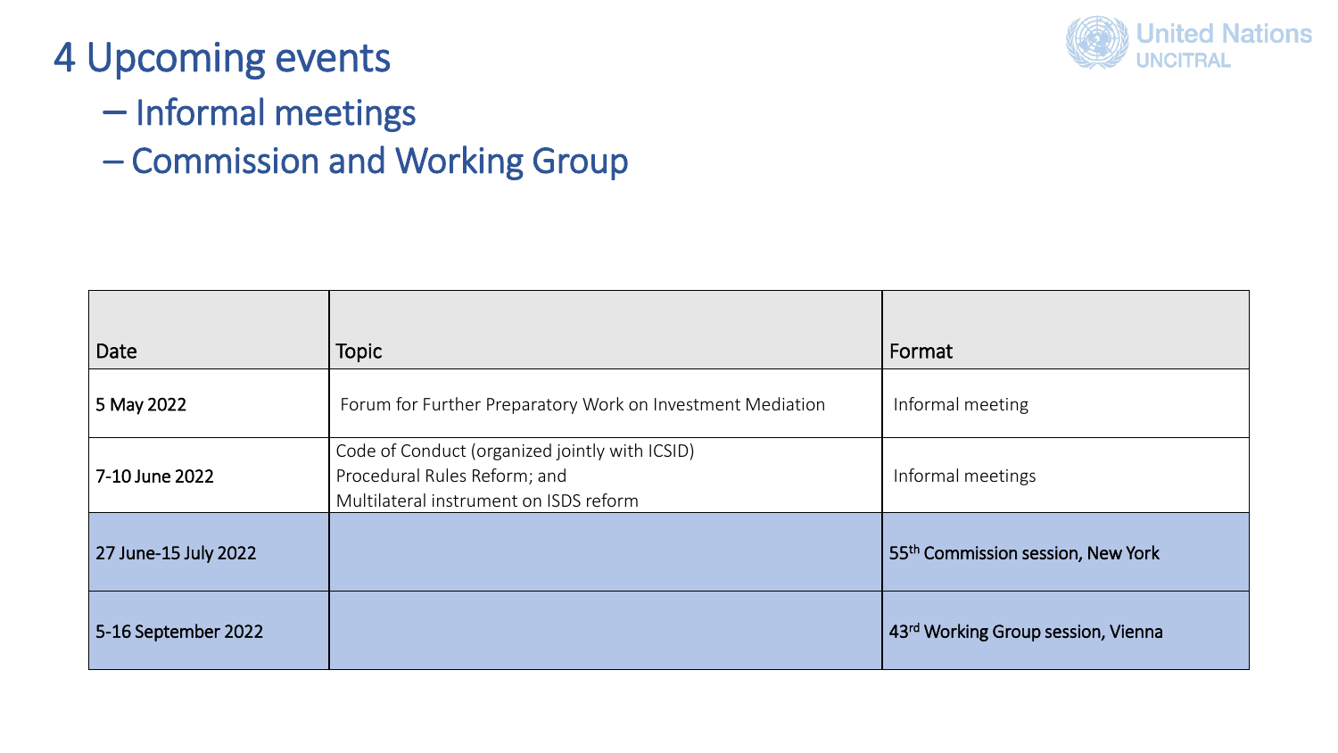# 4 Upcoming events

– Informal meetings

– Commission and Working Group

| Date | Topic | Format |
| --- | --- | --- |
| 5 May 2022 | Forum for Further Preparatory Work on Investment Mediation | Informal meeting |
| 7-10 June 2022 | Code of Conduct (organized jointly with ICSID)<br>Procedural Rules Reform; and<br>Multilateral instrument on ISDS reform | Informal meetings |
| 27 June-15 July 2022 | | 55th Commission session, New York |
| 5-16 September 2022 | | 43rd Working Group session, Vienna |